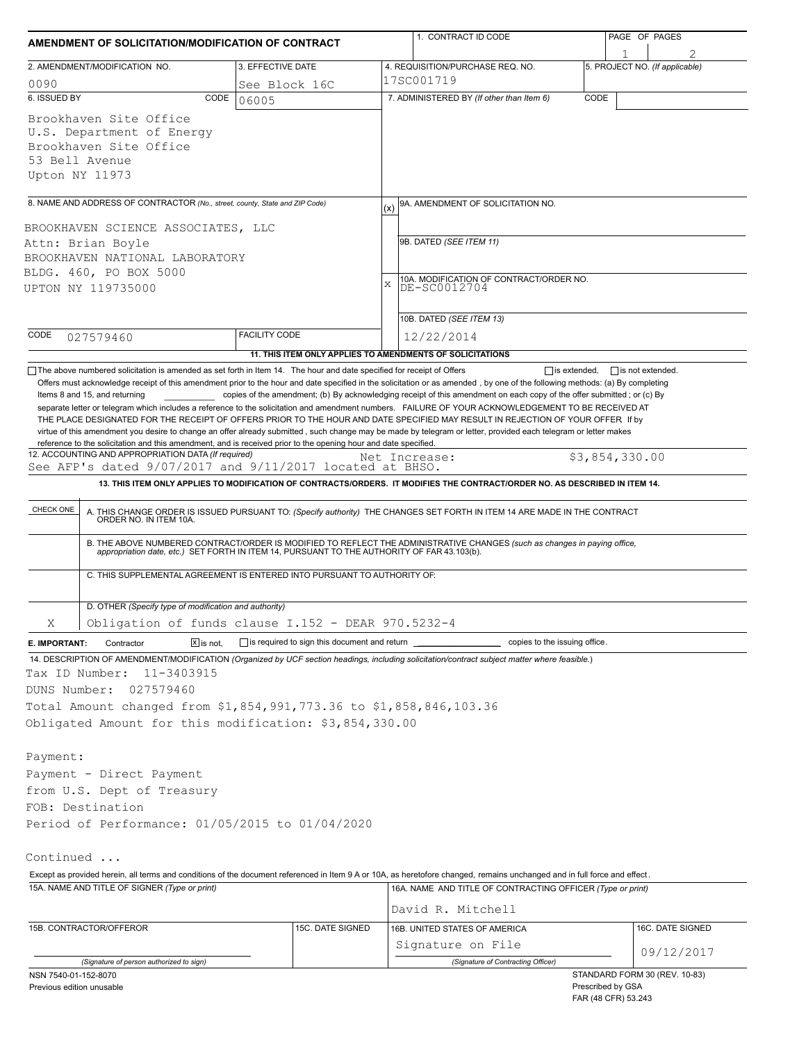# AMENDMENT OF SOLICITATION/MODIFICATION OF CONTRACT

| 1. CONTRACT ID CODE | PAGE OF PAGES |
|---|---|
| | 1 / 2 |

| 2. AMENDMENT/MODIFICATION NO. | 3. EFFECTIVE DATE | 4. REQUISITION/PURCHASE REQ. NO. | 5. PROJECT NO. (If applicable) |
|---|---|---|---|
| 0090 | See Block 16C | 17SC001719 | |

**6. ISSUED BY** CODE 06005

Brookhaven Site Office
U.S. Department of Energy
Brookhaven Site Office
53 Bell Avenue
Upton NY 11973

**7. ADMINISTERED BY** (If other than Item 6) CODE

**8. NAME AND ADDRESS OF CONTRACTOR** (No., street, county, State and ZIP Code)

BROOKHAVEN SCIENCE ASSOCIATES, LLC
Attn: Brian Boyle
BROOKHAVEN NATIONAL LABORATORY
BLDG. 460, PO BOX 5000
UPTON NY 119735000

CODE 027579460 FACILITY CODE

(x) 9A. AMENDMENT OF SOLICITATION NO.

9B. DATED (SEE ITEM 11)

X 10A. MODIFICATION OF CONTRACT/ORDER NO.
DE-SC0012704

10B. DATED (SEE ITEM 13)
12/22/2014

**11. THIS ITEM ONLY APPLIES TO AMENDMENTS OF SOLICITATIONS**

☐ The above numbered solicitation is amended as set forth in Item 14. The hour and date specified for receipt of Offers ☐ is extended, ☐ is not extended.
Offers must acknowledge receipt of this amendment prior to the hour and date specified in the solicitation or as amended , by one of the following methods: (a) By completing Items 8 and 15, and returning __________ copies of the amendment; (b) By acknowledging receipt of this amendment on each copy of the offer submitted ; or (c) By separate letter or telegram which includes a reference to the solicitation and amendment numbers. FAILURE OF YOUR ACKNOWLEDGEMENT TO BE RECEIVED AT THE PLACE DESIGNATED FOR THE RECEIPT OF OFFERS PRIOR TO THE HOUR AND DATE SPECIFIED MAY RESULT IN REJECTION OF YOUR OFFER If by virtue of this amendment you desire to change an offer already submitted , such change may be made by telegram or letter, provided each telegram or letter makes reference to the solicitation and this amendment, and is received prior to the opening hour and date specified.

**12. ACCOUNTING AND APPROPRIATION DATA** (If required)
See AFP's dated 9/07/2017 and 9/11/2017 located at BHSO. Net Increase: $3,854,330.00

**13. THIS ITEM ONLY APPLIES TO MODIFICATION OF CONTRACTS/ORDERS. IT MODIFIES THE CONTRACT/ORDER NO. AS DESCRIBED IN ITEM 14.**

| CHECK ONE | |
|---|---|
| | A. THIS CHANGE ORDER IS ISSUED PURSUANT TO: (Specify authority) THE CHANGES SET FORTH IN ITEM 14 ARE MADE IN THE CONTRACT ORDER NO. IN ITEM 10A. |
| | B. THE ABOVE NUMBERED CONTRACT/ORDER IS MODIFIED TO REFLECT THE ADMINISTRATIVE CHANGES (such as changes in paying office, appropriation date, etc.) SET FORTH IN ITEM 14, PURSUANT TO THE AUTHORITY OF FAR 43.103(b). |
| | C. THIS SUPPLEMENTAL AGREEMENT IS ENTERED INTO PURSUANT TO AUTHORITY OF: |
| X | D. OTHER (Specify type of modification and authority) Obligation of funds clause I.152 - DEAR 970.5232-4 |

**E. IMPORTANT:** Contractor ☒ is not, ☐ is required to sign this document and return __________ copies to the issuing office.

**14. DESCRIPTION OF AMENDMENT/MODIFICATION** (Organized by UCF section headings, including solicitation/contract subject matter where feasible.)

Tax ID Number: 11-3403915
DUNS Number: 027579460
Total Amount changed from $1,854,991,773.36 to $1,858,846,103.36
Obligated Amount for this modification: $3,854,330.00

Payment:
Payment - Direct Payment
from U.S. Dept of Treasury
FOB: Destination
Period of Performance: 01/05/2015 to 01/04/2020

Continued ...

Except as provided herein, all terms and conditions of the document referenced in Item 9 A or 10A, as heretofore changed, remains unchanged and in full force and effect.

| 15A. NAME AND TITLE OF SIGNER (Type or print) | | 16A. NAME AND TITLE OF CONTRACTING OFFICER (Type or print) | |
|---|---|---|---|
| | | David R. Mitchell | |
| 15B. CONTRACTOR/OFFEROR | 15C. DATE SIGNED | 16B. UNITED STATES OF AMERICA | 16C. DATE SIGNED |
| (Signature of person authorized to sign) | | Signature on File (Signature of Contracting Officer) | 09/12/2017 |

NSN 7540-01-152-8070
Previous edition unusable

STANDARD FORM 30 (REV. 10-83)
Prescribed by GSA
FAR (48 CFR) 53.243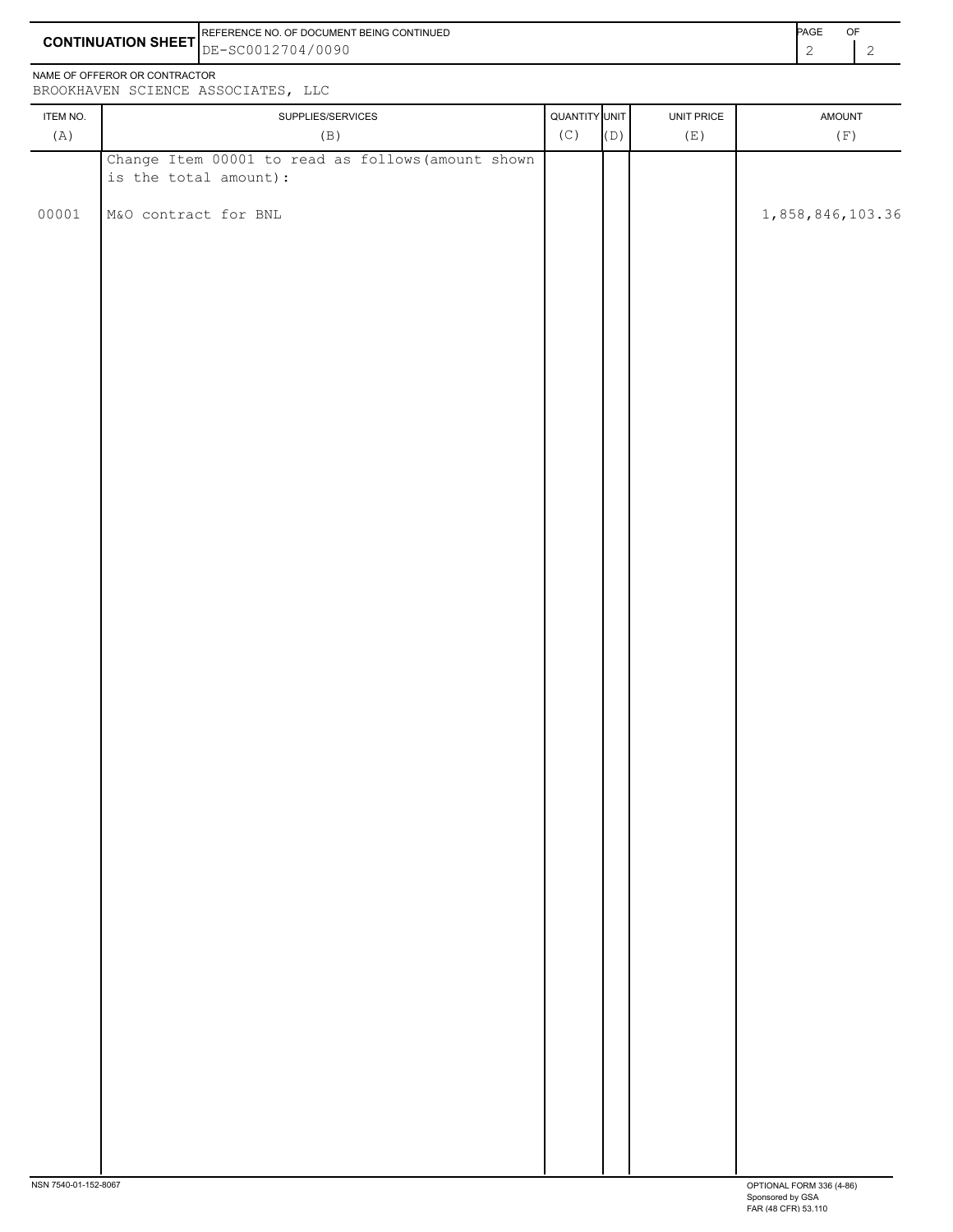**CONTINUATION SHEET**

REFERENCE NO. OF DOCUMENT BEING CONTINUED
DE-SC0012704/0090

NAME OF OFFEROR OR CONTRACTOR
BROOKHAVEN SCIENCE ASSOCIATES, LLC

| ITEM NO. (A) | SUPPLIES/SERVICES (B) | QUANTITY (C) | UNIT (D) | UNIT PRICE (E) | AMOUNT (F) |
|---|---|---|---|---|---|
| | Change Item 00001 to read as follows(amount shown is the total amount): | | | | |
| 00001 | M&O contract for BNL | | | | 1,858,846,103.36 |

NSN 7540-01-152-8067

OPTIONAL FORM 336 (4-86)
Sponsored by GSA
FAR (48 CFR) 53.110